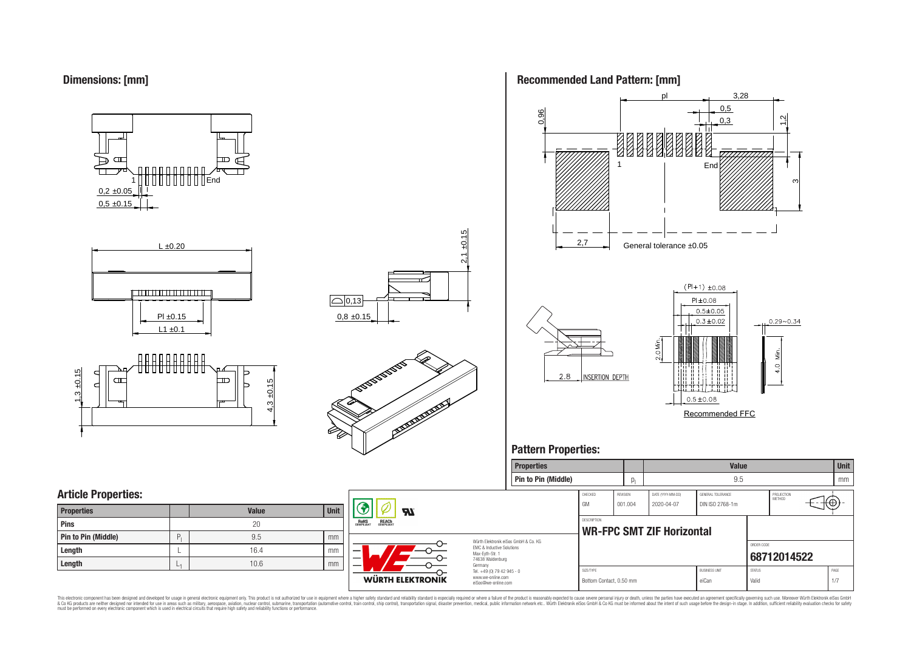## Dimensions: [mm]

1 End

0,2 ±0.05

0,5 ±0.15

L ±0.20

Pl ±0.15

L1 ±0.1

2,1 ±0.15

0,13

0,8 ±0.15

1,3 ±0.15

4,3 ±0.15

## Recommended Land Pattern: [mm]

pl

3,28

0,5

0,3

0,96

1,2

1

End

3

2,7

General tolerance ±0.05

(Pl+1) ±0.08

Pl ±0.08

0.5±0.05

0.3±0.02

0.29~0.34

2.0 Min.

4.0 Min.

2.8 INSERTION DEPTH

0.5±0.08

Recommended FFC

## Pattern Properties:

| Properties | | Value | Unit |
|---|---|---|---|
| Pin to Pin (Middle) | $p_l$ | 9.5 | mm |

## Article Properties:

| Properties | | Value | Unit |
|---|---|---|---|
| Pins | | 20 | |
| Pin to Pin (Middle) | $P_l$ | 9.5 | mm |
| Length | L | 16.4 | mm |
| Length | $L_1$ | 10.6 | mm |

RoHS COMPLIANT REACh COMPLIANT

Würth Elektronik eiSos GmbH & Co. KG
EMC & Inductive Solutions
Max-Eyth-Str. 1
74638 Waldenburg
Germany
Tel. +49 (0) 79 42 945 - 0
www.we-online.com
eiSos@we-online.com

WÜRTH ELEKTRONIK

| CHECKED | REVISION | DATE (YYYY-MM-DD) | GENERAL TOLERANCE | PROJECTION METHOD |
|---|---|---|---|---|
| GM | 001.004 | 2020-04-07 | DIN ISO 2768-1m | |

DESCRIPTION

**WR-FPC SMT ZIF Horizontal**

ORDER CODE

**68712014522**

| SIZE/TYPE | BUSINESS UNIT | STATUS | PAGE |
|---|---|---|---|
| Bottom Contact, 0.50 mm | eiCan | Valid | 1/7 |

This electronic component has been designed and developed for usage in general electronic equipment only. This product is not authorized for use in equipment where a higher safety standard and reliability standard is especially required or where a failure of the product is reasonably expected to cause severe personal injury or death, unless the parties have executed an agreement specifically governing such use. Moreover Würth Elektronik eiSos GmbH & Co KG products are neither designed nor intended for use in areas such as military, aerospace, aviation, nuclear control, submarine, transportation (automotive control, train control, ship control), transportation signal, disaster prevention, medical, public information network etc.. Würth Elektronik eiSos GmbH & Co KG must be informed about the intent of such usage before the design-in stage. In addition, sufficient reliability evaluation checks for safety must be performed on every electronic component which is used in electrical circuits that require high safety and reliability functions or performance.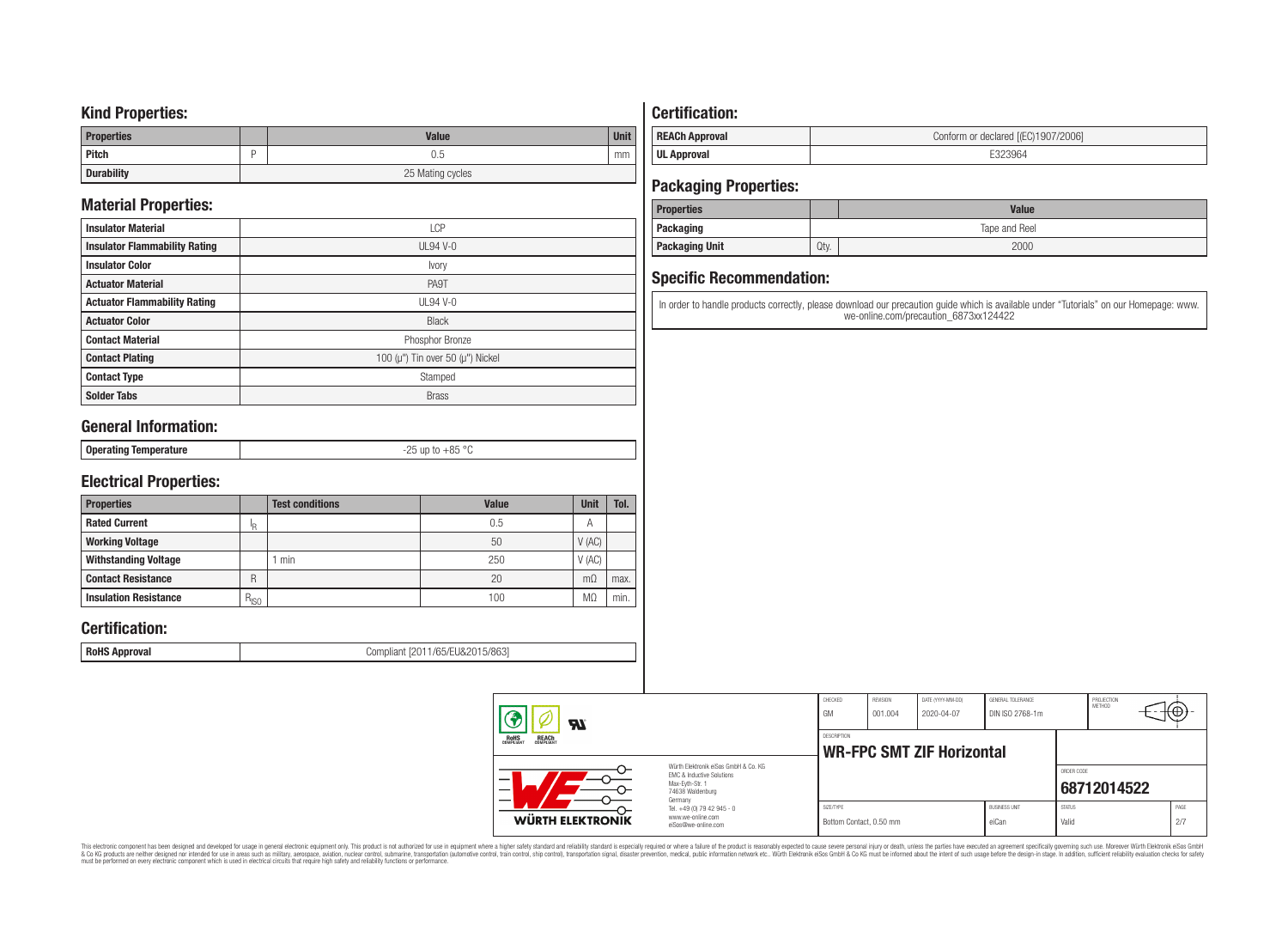## Kind Properties:

| Properties | | Value | Unit |
|---|---|---|---|
| Pitch | P | 0.5 | mm |
| Durability | | 25 Mating cycles | |

## Material Properties:

| | |
|---|---|
| Insulator Material | LCP |
| Insulator Flammability Rating | UL94 V-0 |
| Insulator Color | Ivory |
| Actuator Material | PA9T |
| Actuator Flammability Rating | UL94 V-0 |
| Actuator Color | Black |
| Contact Material | Phosphor Bronze |
| Contact Plating | 100 (µ") Tin over 50 (µ") Nickel |
| Contact Type | Stamped |
| Solder Tabs | Brass |

## General Information:

| | |
|---|---|
| Operating Temperature | -25 up to +85 °C |

## Electrical Properties:

| Properties | | Test conditions | Value | Unit | Tol. |
|---|---|---|---|---|---|
| Rated Current | $I_R$ | | 0.5 | A | |
| Working Voltage | | | 50 | V (AC) | |
| Withstanding Voltage | | 1 min | 250 | V (AC) | |
| Contact Resistance | R | | 20 | mΩ | max. |
| Insulation Resistance | $R_{ISO}$ | | 100 | MΩ | min. |

## Certification:

| | |
|---|---|
| RoHS Approval | Compliant [2011/65/EU&2015/863] |

## Certification:

| | |
|---|---|
| REACh Approval | Conform or declared [(EC)1907/2006] |
| UL Approval | E323964 |

## Packaging Properties:

| Properties | | Value |
|---|---|---|
| Packaging | | Tape and Reel |
| Packaging Unit | Qty. | 2000 |

## Specific Recommendation:

In order to handle products correctly, please download our precaution guide which is available under "Tutorials" on our Homepage: www.we-online.com/precaution_6873xx124422

| CHECKED | REVISION | DATE (YYYY-MM-DD) | GENERAL TOLERANCE | PROJECTION METHOD |
|---|---|---|---|---|
| GM | 001.004 | 2020-04-07 | DIN ISO 2768-1m | |

Würth Elektronik eiSos GmbH & Co. KG
EMC & Inductive Solutions
Max-Eyth-Str. 1
74638 Waldenburg
Germany
Tel. +49 (0) 79 42 945 - 0
www.we-online.com
eiSos@we-online.com

DESCRIPTION: **WR-FPC SMT ZIF Horizontal**

ORDER CODE: **68712014522**

| SIZE/TYPE | BUSINESS UNIT | STATUS | PAGE |
|---|---|---|---|
| Bottom Contact, 0.50 mm | eiCan | Valid | 2/7 |

This electronic component has been designed and developed for usage in general electronic equipment only. This product is not authorized for use in equipment where a higher safety standard and reliability standard is especially required or where a failure of the product is reasonably expected to cause severe personal injury or death, unless the parties have executed an agreement specifically governing such use. Moreover Würth Elektronik eiSos GmbH & Co KG products are neither designed nor intended for use in areas such as military, aerospace, aviation, nuclear control, submarine, transportation (automotive control, train control, ship control), transportation signal, disaster prevention, medical, public information network etc.. Würth Elektronik eiSos GmbH & Co KG must be informed about the intent of such usage before the design-in stage. In addition, sufficient reliability evaluation checks for safety must be performed on every electronic component which is used in electrical circuits that require high safety and reliability functions or performance.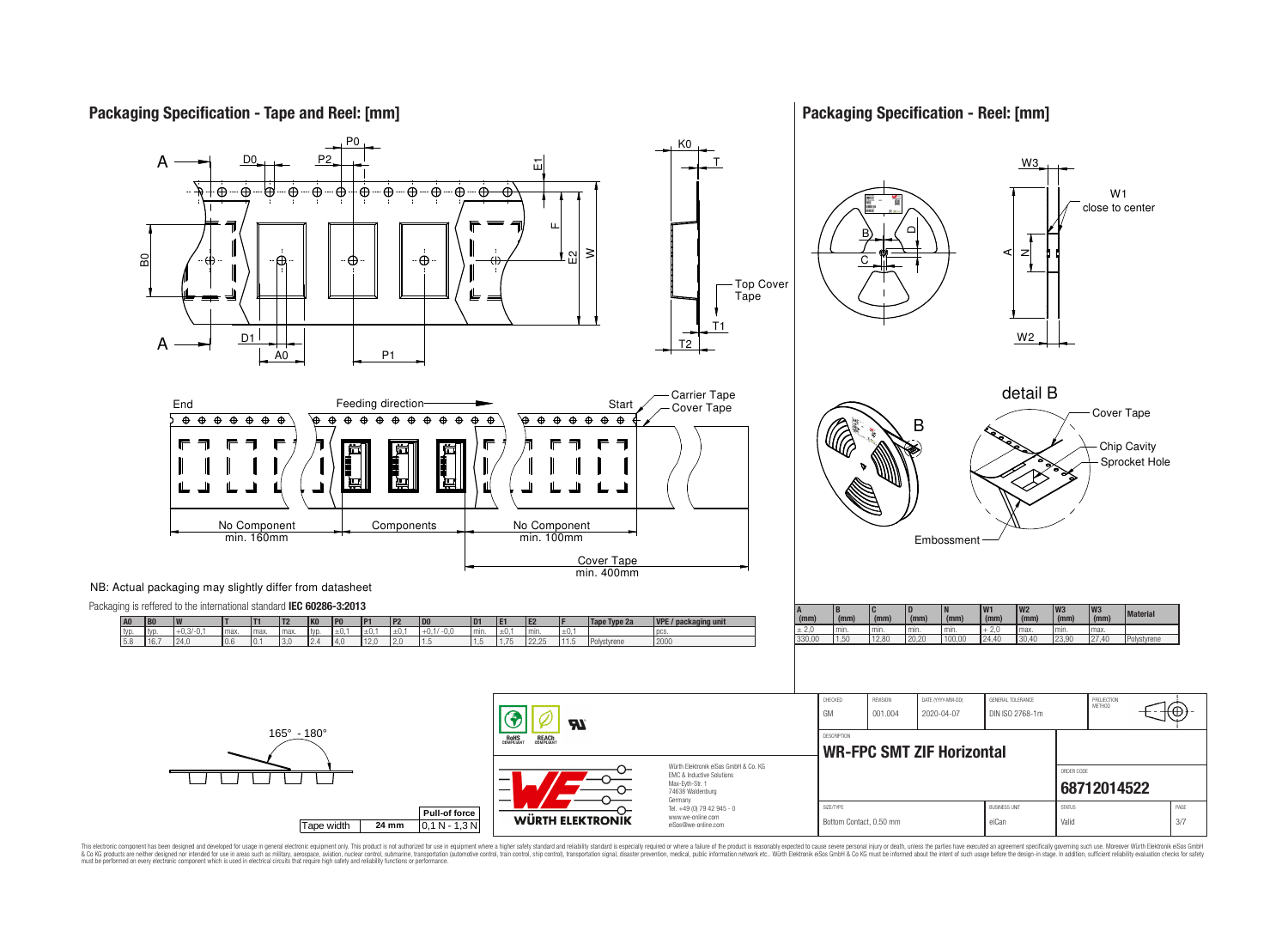## Packaging Specification - Tape and Reel: [mm]

NB: Actual packaging may slightly differ from datasheet

Packaging is reffered to the international standard **IEC 60286-3:2013**

| A0 | B0 | W | T | T1 | T2 | K0 | P0 | P1 | P2 | D0 | D1 | E1 | E2 | F | Tape Type 2a | VPE / packaging unit |
|---|---|---|---|---|---|---|---|---|---|---|---|---|---|---|---|---|
| typ. | typ. | +0,3/-0,1 | max. | max. | max. | typ. | ±0,1 | ±0,1 | ±0,1 | +0,1/ -0,0 | min. | ±0,1 | min. | ±0,1 | | pcs. |
| 5.8 | 16.7 | 24,0 | 0.6 | 0.1 | 3,0 | 2.4 | 4,0 | 12,0 | 2,0 | 1.5 | 1,5 | 1,75 | 22,25 | 11.5 | Polystyrene | 2000 |

| Tape width | 24 mm | Pull-of force |
|---|---|---|
| | | 0,1 N - 1,3 N |

Peel angle: 165° - 180°

## Packaging Specification - Reel: [mm]

| A (mm) | B (mm) | C (mm) | D (mm) | N (mm) | W1 (mm) | W2 (mm) | W3 (mm) | W3 (mm) | Material |
|---|---|---|---|---|---|---|---|---|---|
| ± 2,0 | min. | min. | min. | min. | + 2,0 | max. | min. | max. | |
| 330,00 | 1,50 | 12,80 | 20,20 | 100,00 | 24,40 | 30,40 | 23,90 | 27,40 | Polystyrene |

| CHECKED | REVISION | DATE (YYYY-MM-DD) | GENERAL TOLERANCE | PROJECTION METHOD |
|---|---|---|---|---|
| GM | 001.004 | 2020-04-07 | DIN ISO 2768-1m | |

DESCRIPTION: **WR-FPC SMT ZIF Horizontal**

ORDER CODE: **68712014522**

| SIZE/TYPE | BUSINESS UNIT | STATUS |
|---|---|---|
| Bottom Contact, 0.50 mm | eiCan | Valid |

Würth Elektronik eiSos GmbH & Co. KG
EMC & Inductive Solutions
Max-Eyth-Str. 1
74638 Waldenburg
Germany
Tel. +49 (0) 79 42 945 - 0
www.we-online.com
eiSos@we-online.com

This electronic component has been designed and developed for usage in general electronic equipment only. This product is not authorized for use in equipment where a higher safety standard and reliability standard is especially required or where a failure of the product is reasonably expected to cause severe personal injury or death, unless the parties have executed an agreement specifically governing such use. Moreover Würth Elektronik eiSos GmbH & Co KG products are neither designed nor intended for use in areas such as military, aerospace, aviation, nuclear control, submarine, transportation (automotive control, train control, ship control), transportation signal, disaster prevention, medical, public information network etc.. Würth Elektronik eiSos GmbH & Co KG must be informed about the intent of such usage before the design-in stage. In addition, sufficient reliability evaluation checks for safety must be performed on every electronic component which is used in electrical circuits that require high safety and reliability functions or performance.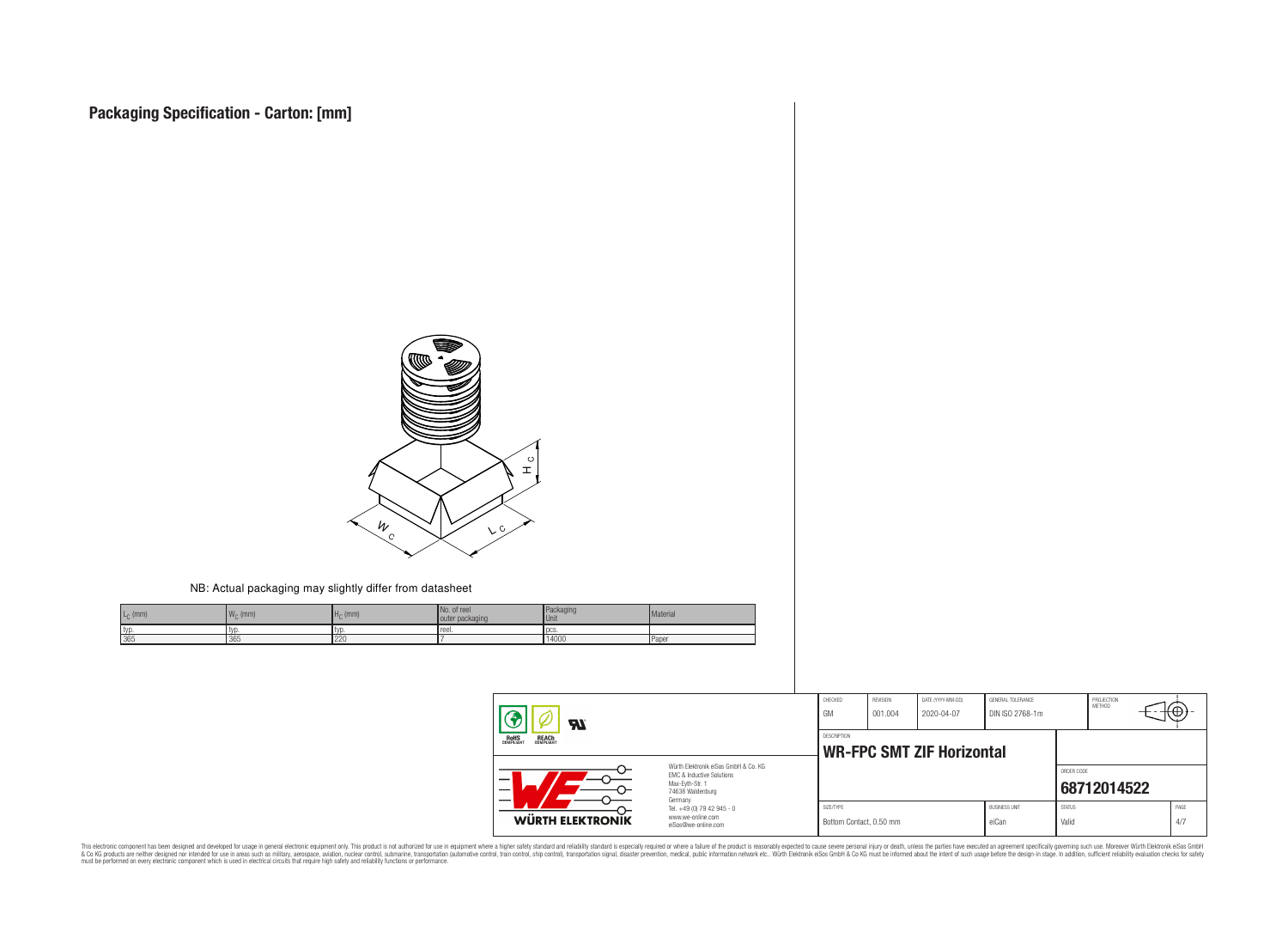# Packaging Specification - Carton: [mm]

NB: Actual packaging may slightly differ from datasheet

| $L_C$ (mm) | $W_C$ (mm) | $H_C$ (mm) | No. of reel outer packaging | Packaging Unit | Material |
|---|---|---|---|---|---|
| typ. | typ. | typ. | reel. | pcs. | |
| 365 | 365 | 220 | 7 | 14000 | Paper |

| CHECKED | REVISION | DATE (YYYY-MM-DD) | GENERAL TOLERANCE | PROJECTION METHOD |
|---|---|---|---|---|
| GM | 001.004 | 2020-04-07 | DIN ISO 2768-1m | |

DESCRIPTION

**WR-FPC SMT ZIF Horizontal**

ORDER CODE

**68712014522**

| SIZE/TYPE | BUSINESS UNIT | STATUS | PAGE |
|---|---|---|---|
| Bottom Contact, 0.50 mm | eiCan | Valid | 4/7 |

Würth Elektronik eiSos GmbH & Co. KG
EMC & Inductive Solutions
Max-Eyth-Str. 1
74638 Waldenburg
Germany
Tel. +49 (0) 79 42 945 - 0
www.we-online.com
eiSos@we-online.com

This electronic component has been designed and developed for usage in general electronic equipment only. This product is not authorized for use in equipment where a higher safety standard and reliability standard is especially required or where a failure of the product is reasonably expected to cause severe personal injury or death, unless the parties have executed an agreement specifically governing such use. Moreover Würth Elektronik eiSos GmbH & Co KG products are neither designed nor intended for use in areas such as military, aerospace, aviation, nuclear control, submarine, transportation (automotive control, train control, ship control), transportation signal, disaster prevention, medical, public information network etc.. Würth Elektronik eiSos GmbH & Co KG must be informed about the intent of such usage before the design-in stage. In addition, sufficient reliability evaluation checks for safety must be performed on every electronic component which is used in electrical circuits that require high safety and reliability functions or performance.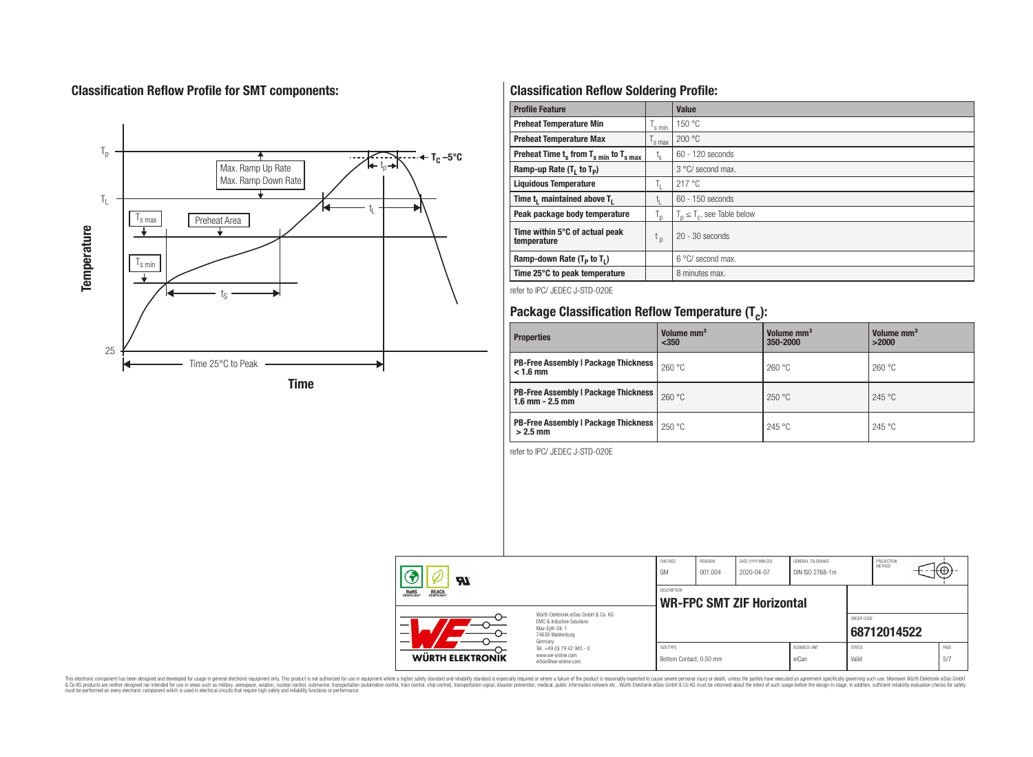## Classification Reflow Profile for SMT components:

## Classification Reflow Soldering Profile:

| Profile Feature | | Value |
|---|---|---|
| Preheat Temperature Min | $T_{s\ min}$ | 150 °C |
| Preheat Temperature Max | $T_{s\ max}$ | 200 °C |
| Preheat Time $t_s$ from $T_{s\ min}$ to $T_{s\ max}$ | $t_s$ | 60 - 120 seconds |
| Ramp-up Rate ($T_L$ to $T_P$) | | 3 °C/ second max. |
| Liquidous Temperature | $T_L$ | 217 °C |
| Time $t_L$ maintained above $T_L$ | $t_L$ | 60 - 150 seconds |
| Peak package body temperature | $T_p$ | $T_p \leq T_c$, see Table below |
| Time within 5°C of actual peak temperature | $t_p$ | 20 - 30 seconds |
| Ramp-down Rate ($T_P$ to $T_L$) | | 6 °C/ second max. |
| Time 25°C to peak temperature | | 8 minutes max. |

refer to IPC/ JEDEC J-STD-020E

## Package Classification Reflow Temperature ($T_c$):

| Properties | Volume mm³ <350 | Volume mm³ 350-2000 | Volume mm³ >2000 |
|---|---|---|---|
| PB-Free Assembly \| Package Thickness < 1.6 mm | 260 °C | 260 °C | 260 °C |
| PB-Free Assembly \| Package Thickness 1.6 mm - 2.5 mm | 260 °C | 250 °C | 245 °C |
| PB-Free Assembly \| Package Thickness > 2.5 mm | 250 °C | 245 °C | 245 °C |

refer to IPC/ JEDEC J-STD-020E

| CHECKED | REVISION | DATE (YYYY-MM-DD) | GENERAL TOLERANCE | PROJECTION METHOD |
|---|---|---|---|---|
| GM | 001.004 | 2020-04-07 | DIN ISO 2768-1m | |

DESCRIPTION: **WR-FPC SMT ZIF Horizontal**

ORDER CODE: **68712014522**

| SIZE/TYPE | BUSINESS UNIT | STATUS | PAGE |
|---|---|---|---|
| Bottom Contact, 0.50 mm | eiCan | Valid | 5/7 |

Würth Elektronik eiSos GmbH & Co. KG
EMC & Inductive Solutions
Max-Eyth-Str. 1
74638 Waldenburg
Germany
Tel. +49 (0) 79 42 945 - 0
www.we-online.com
eiSos@we-online.com

This electronic component has been designed and developed for usage in general electronic equipment only. This product is not authorized for use in equipment where a higher safety standard and reliability standard is especially required or where a failure of the product is reasonably expected to cause severe personal injury or death, unless the parties have executed an agreement specifically governing such use. Moreover Würth Elektronik eiSos GmbH & Co KG products are neither designed nor intended for use in areas such as military, aerospace, aviation, nuclear control, submarine, transportation (automotive control, train control, ship control), transportation signal, disaster prevention, medical, public information network etc.. Würth Elektronik eiSos GmbH & Co KG must be informed about the intent of such usage before the design-in stage. In addition, sufficient reliability evaluation checks for safety must be performed on every electronic component which is used in electrical circuits that require high safety and reliability functions or performance.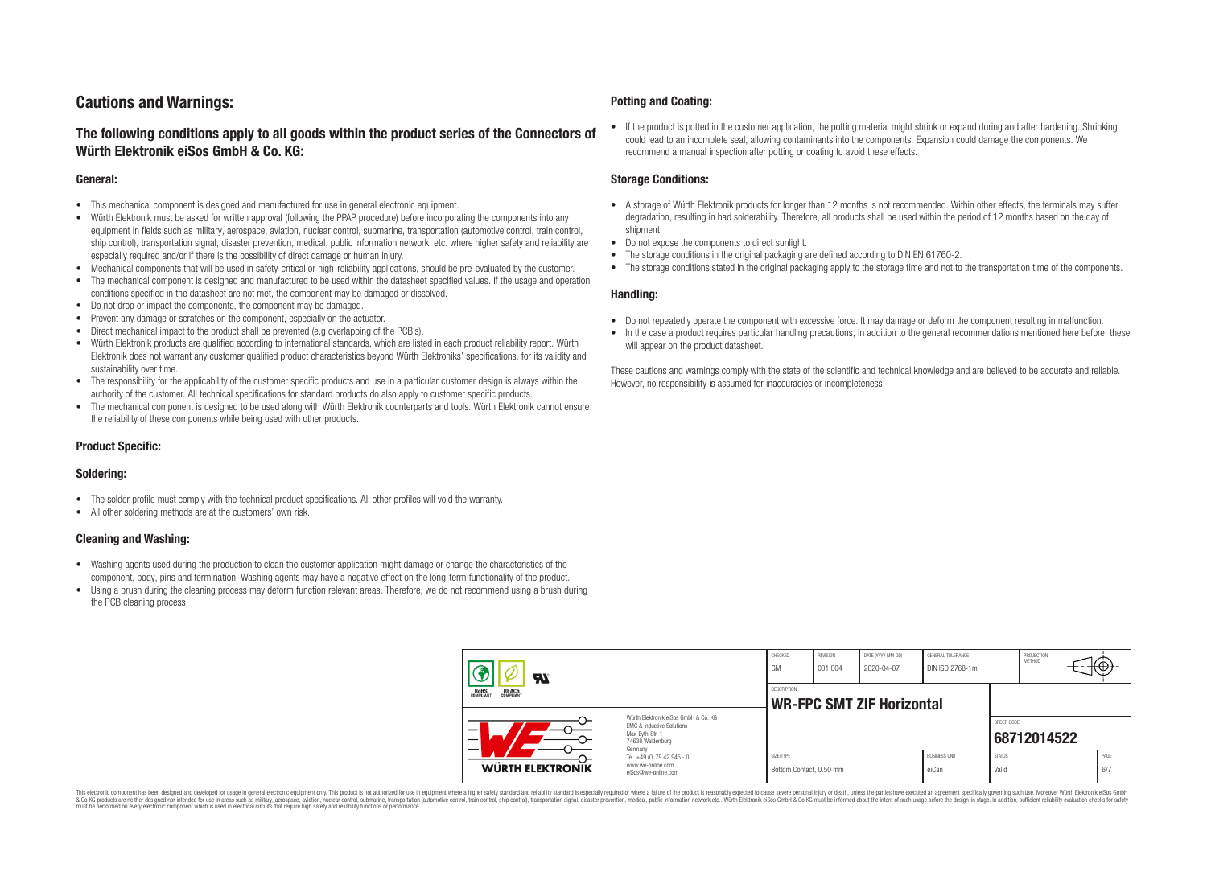# Cautions and Warnings:

## The following conditions apply to all goods within the product series of the Connectors of Würth Elektronik eiSos GmbH & Co. KG:

### General:

- This mechanical component is designed and manufactured for use in general electronic equipment.
- Würth Elektronik must be asked for written approval (following the PPAP procedure) before incorporating the components into any equipment in fields such as military, aerospace, aviation, nuclear control, submarine, transportation (automotive control, train control, ship control), transportation signal, disaster prevention, medical, public information network, etc. where higher safety and reliability are especially required and/or if there is the possibility of direct damage or human injury.
- Mechanical components that will be used in safety-critical or high-reliability applications, should be pre-evaluated by the customer.
- The mechanical component is designed and manufactured to be used within the datasheet specified values. If the usage and operation conditions specified in the datasheet are not met, the component may be damaged or dissolved.
- Do not drop or impact the components, the component may be damaged.
- Prevent any damage or scratches on the component, especially on the actuator.
- Direct mechanical impact to the product shall be prevented (e.g overlapping of the PCB´s).
- Würth Elektronik products are qualified according to international standards, which are listed in each product reliability report. Würth Elektronik does not warrant any customer qualified product characteristics beyond Würth Elektroniks' specifications, for its validity and sustainability over time.
- The responsibility for the applicability of the customer specific products and use in a particular customer design is always within the authority of the customer. All technical specifications for standard products do also apply to customer specific products.
- The mechanical component is designed to be used along with Würth Elektronik counterparts and tools. Würth Elektronik cannot ensure the reliability of these components while being used with other products.

### Product Specific:

### Soldering:

- The solder profile must comply with the technical product specifications. All other profiles will void the warranty.
- All other soldering methods are at the customers' own risk.

### Cleaning and Washing:

- Washing agents used during the production to clean the customer application might damage or change the characteristics of the component, body, pins and termination. Washing agents may have a negative effect on the long-term functionality of the product.
- Using a brush during the cleaning process may deform function relevant areas. Therefore, we do not recommend using a brush during the PCB cleaning process.

### Potting and Coating:

- If the product is potted in the customer application, the potting material might shrink or expand during and after hardening. Shrinking could lead to an incomplete seal, allowing contaminants into the components. Expansion could damage the components. We recommend a manual inspection after potting or coating to avoid these effects.

### Storage Conditions:

- A storage of Würth Elektronik products for longer than 12 months is not recommended. Within other effects, the terminals may suffer degradation, resulting in bad solderability. Therefore, all products shall be used within the period of 12 months based on the day of shipment.
- Do not expose the components to direct sunlight.
- The storage conditions in the original packaging are defined according to DIN EN 61760-2.
- The storage conditions stated in the original packaging apply to the storage time and not to the transportation time of the components.

### Handling:

- Do not repeatedly operate the component with excessive force. It may damage or deform the component resulting in malfunction.
- In the case a product requires particular handling precautions, in addition to the general recommendations mentioned here before, these will appear on the product datasheet.

These cautions and warnings comply with the state of the scientific and technical knowledge and are believed to be accurate and reliable. However, no responsibility is assumed for inaccuracies or incompleteness.

| CHECKED | REVISION | DATE (YYYY-MM-DD) | GENERAL TOLERANCE | PROJECTION METHOD |
|---|---|---|---|---|
| GM | 001.004 | 2020-04-07 | DIN ISO 2768-1m | |

DESCRIPTION: **WR-FPC SMT ZIF Horizontal**

ORDER CODE: **68712014522**

| SIZE/TYPE | BUSINESS UNIT | STATUS | PAGE |
|---|---|---|---|
| Bottom Contact, 0.50 mm | eiCan | Valid | 6/7 |

Würth Elektronik eiSos GmbH & Co. KG
EMC & Inductive Solutions
Max-Eyth-Str. 1
74638 Waldenburg
Germany
Tel. +49 (0) 79 42 945 - 0
www.we-online.com
eiSos@we-online.com

This electronic component has been designed and developed for usage in general electronic equipment only. This product is not authorized for use in equipment where a higher safety standard and reliability standard is especially required or where a failure of the product is reasonably expected to cause severe personal injury or death, unless the parties have executed an agreement specifically governing such use. Moreover Würth Elektronik eiSos GmbH & Co KG products are neither designed nor intended for use in areas such as military, aerospace, aviation, nuclear control, submarine, transportation (automotive control, train control, ship control), transportation signal, disaster prevention, medical, public information network etc.. Würth Elektronik eiSos GmbH & Co KG must be informed about the intent of such usage before the design-in stage. In addition, sufficient reliability evaluation checks for safety must be performed on every electronic component which is used in electrical circuits that require high safety and reliability functions or performance.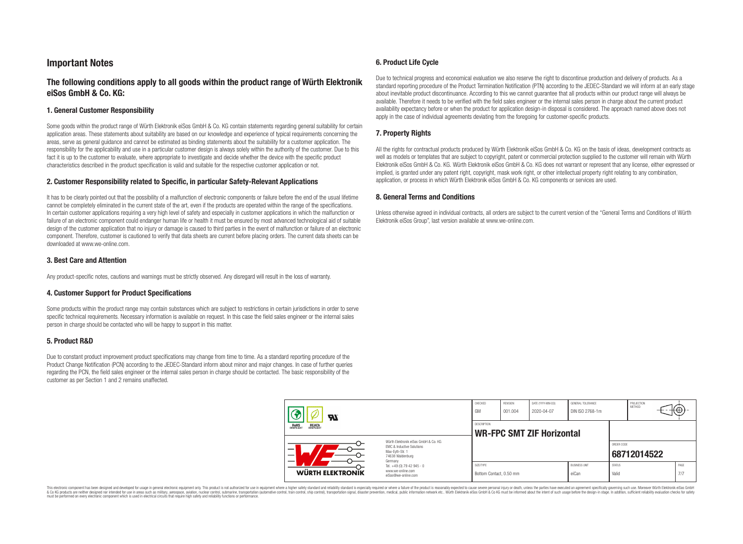# Important Notes

## The following conditions apply to all goods within the product range of Würth Elektronik eiSos GmbH & Co. KG:

### 1. General Customer Responsibility

Some goods within the product range of Würth Elektronik eiSos GmbH & Co. KG contain statements regarding general suitability for certain application areas. These statements about suitability are based on our knowledge and experience of typical requirements concerning the areas, serve as general guidance and cannot be estimated as binding statements about the suitability for a customer application. The responsibility for the applicability and use in a particular customer design is always solely within the authority of the customer. Due to this fact it is up to the customer to evaluate, where appropriate to investigate and decide whether the device with the specific product characteristics described in the product specification is valid and suitable for the respective customer application or not.

### 2. Customer Responsibility related to Specific, in particular Safety-Relevant Applications

It has to be clearly pointed out that the possibility of a malfunction of electronic components or failure before the end of the usual lifetime cannot be completely eliminated in the current state of the art, even if the products are operated within the range of the specifications. In certain customer applications requiring a very high level of safety and especially in customer applications in which the malfunction or failure of an electronic component could endanger human life or health it must be ensured by most advanced technological aid of suitable design of the customer application that no injury or damage is caused to third parties in the event of malfunction or failure of an electronic component. Therefore, customer is cautioned to verify that data sheets are current before placing orders. The current data sheets can be downloaded at www.we-online.com.

### 3. Best Care and Attention

Any product-specific notes, cautions and warnings must be strictly observed. Any disregard will result in the loss of warranty.

### 4. Customer Support for Product Specifications

Some products within the product range may contain substances which are subject to restrictions in certain jurisdictions in order to serve specific technical requirements. Necessary information is available on request. In this case the field sales engineer or the internal sales person in charge should be contacted who will be happy to support in this matter.

### 5. Product R&D

Due to constant product improvement product specifications may change from time to time. As a standard reporting procedure of the Product Change Notification (PCN) according to the JEDEC-Standard inform about minor and major changes. In case of further queries regarding the PCN, the field sales engineer or the internal sales person in charge should be contacted. The basic responsibility of the customer as per Section 1 and 2 remains unaffected.

### 6. Product Life Cycle

Due to technical progress and economical evaluation we also reserve the right to discontinue production and delivery of products. As a standard reporting procedure of the Product Termination Notification (PTN) according to the JEDEC-Standard we will inform at an early stage about inevitable product discontinuance. According to this we cannot guarantee that all products within our product range will always be available. Therefore it needs to be verified with the field sales engineer or the internal sales person in charge about the current product availability expectancy before or when the product for application design-in disposal is considered. The approach named above does not apply in the case of individual agreements deviating from the foregoing for customer-specific products.

### 7. Property Rights

All the rights for contractual products produced by Würth Elektronik eiSos GmbH & Co. KG on the basis of ideas, development contracts as well as models or templates that are subject to copyright, patent or commercial protection supplied to the customer will remain with Würth Elektronik eiSos GmbH & Co. KG. Würth Elektronik eiSos GmbH & Co. KG does not warrant or represent that any license, either expressed or implied, is granted under any patent right, copyright, mask work right, or other intellectual property right relating to any combination, application, or process in which Würth Elektronik eiSos GmbH & Co. KG components or services are used.

### 8. General Terms and Conditions

Unless otherwise agreed in individual contracts, all orders are subject to the current version of the "General Terms and Conditions of Würth Elektronik eiSos Group", last version available at www.we-online.com.

| | | | | | | | |
|---|---|---|---|---|---|---|---|
| RoHS COMPLIANT / REACh COMPLIANT | | CHECKED GM | REVISION 001.004 | DATE (YYYY-MM-DD) 2020-04-07 | GENERAL TOLERANCE DIN ISO 2768-1m | PROJECTION METHOD | |
| | | DESCRIPTION **WR-FPC SMT ZIF Horizontal** | | | | | |
| WÜRTH ELEKTRONIK | Würth Elektronik eiSos GmbH & Co. KG EMC & Inductive Solutions Max-Eyth-Str. 1 74638 Waldenburg Germany Tel. +49 (0) 79 42 945 - 0 www.we-online.com eiSos@we-online.com | | | | | ORDER CODE **68712014522** | |
| | | SIZE/TYPE Bottom Contact, 0.50 mm | | | BUSINESS UNIT eiCan | STATUS Valid | PAGE 7/7 |

This electronic component has been designed and developed for usage in general electronic equipment only. This product is not authorized for use in equipment where a higher safety standard and reliability standard is especially required or where a failure of the product is reasonably expected to cause severe personal injury or death, unless the parties have executed an agreement specifically governing such use. Moreover Würth Elektronik eiSos GmbH & Co KG products are neither designed nor intended for use in areas such as military, aerospace, aviation, nuclear control, submarine, transportation (automotive control, train control, ship control), transportation signal, disaster prevention, medical, public information network etc.. Würth Elektronik eiSos GmbH & Co KG must be informed about the intent of such usage before the design-in stage. In addition, sufficient reliability evaluation checks for safety must be performed on every electronic component which is used in electrical circuits that require high safety and reliability functions or performance.